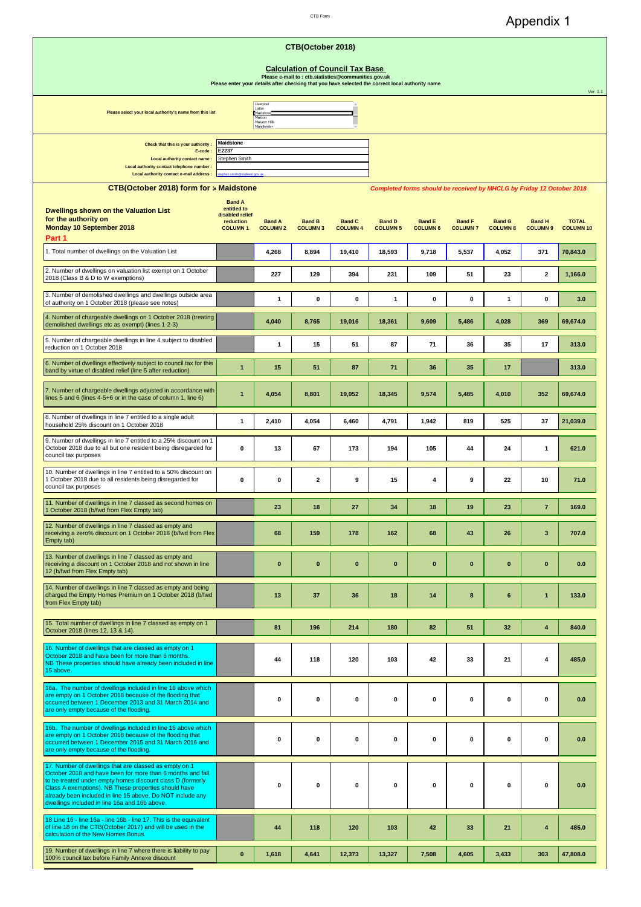Appendix 1

# CTB(October 2018)

## Calculation of Council Tax Base

Please e-mail to : ctb.statistics@communities.gov.uk

Please enter your details after checking that you have selected the correct local authority name

Ver 1.1

Please select your local authority's name from this list

Liverpool
Luton
Maidstone
Maldon
Malvern Hills
Manchester

| | |
|---|---|
| Check that this is your authority : | Maidstone |
| E-code : | E2237 |
| Local authority contact name : | Stephen Smith |
| Local authority contact telephone number : | |
| Local authority contact e-mail address : | stephen.smith@midkent.gov.uk |

### CTB(October 2018) form for : Maidstone

*Completed forms should be received by MHCLG by Friday 12 October 2018*

| Dwellings shown on the Valuation List for the authority on Monday 10 September 2018 Part 1 | Band A entitled to disabled relief reduction COLUMN 1 | Band A COLUMN 2 | Band B COLUMN 3 | Band C COLUMN 4 | Band D COLUMN 5 | Band E COLUMN 6 | Band F COLUMN 7 | Band G COLUMN 8 | Band H COLUMN 9 | TOTAL COLUMN 10 |
|---|---|---|---|---|---|---|---|---|---|---|
| 1. Total number of dwellings on the Valuation List | | 4,268 | 8,894 | 19,410 | 18,593 | 9,718 | 5,537 | 4,052 | 371 | 70,843.0 |
| 2. Number of dwellings on valuation list exempt on 1 October 2018 (Class B & D to W exemptions) | | 227 | 129 | 394 | 231 | 109 | 51 | 23 | 2 | 1,166.0 |
| 3. Number of demolished dwellings and dwellings outside area of authority on 1 October 2018 (please see notes) | | 1 | 0 | 0 | 1 | 0 | 0 | 1 | 0 | 3.0 |
| 4. Number of chargeable dwellings on 1 October 2018 (treating demolished dwellings etc as exempt) (lines 1-2-3) | | 4,040 | 8,765 | 19,016 | 18,361 | 9,609 | 5,486 | 4,028 | 369 | 69,674.0 |
| 5. Number of chargeable dwellings in line 4 subject to disabled reduction on 1 October 2018 | | 1 | 15 | 51 | 87 | 71 | 36 | 35 | 17 | 313.0 |
| 6. Number of dwellings effectively subject to council tax for this band by virtue of disabled relief (line 5 after reduction) | 1 | 15 | 51 | 87 | 71 | 36 | 35 | 17 | | 313.0 |
| 7. Number of chargeable dwellings adjusted in accordance with lines 5 and 6 (lines 4-5+6 or in the case of column 1, line 6) | 1 | 4,054 | 8,801 | 19,052 | 18,345 | 9,574 | 5,485 | 4,010 | 352 | 69,674.0 |
| 8. Number of dwellings in line 7 entitled to a single adult household 25% discount on 1 October 2018 | 1 | 2,410 | 4,054 | 6,460 | 4,791 | 1,942 | 819 | 525 | 37 | 21,039.0 |
| 9. Number of dwellings in line 7 entitled to a 25% discount on 1 October 2018 due to all but one resident being disregarded for council tax purposes | 0 | 13 | 67 | 173 | 194 | 105 | 44 | 24 | 1 | 621.0 |
| 10. Number of dwellings in line 7 entitled to a 50% discount on 1 October 2018 due to all residents being disregarded for council tax purposes | 0 | 0 | 2 | 9 | 15 | 4 | 9 | 22 | 10 | 71.0 |
| 11. Number of dwellings in line 7 classed as second homes on 1 October 2018 (b/fwd from Flex Empty tab) | | 23 | 18 | 27 | 34 | 18 | 19 | 23 | 7 | 169.0 |
| 12. Number of dwellings in line 7 classed as empty and receiving a zero% discount on 1 October 2018 (b/fwd from Flex Empty tab) | | 68 | 159 | 178 | 162 | 68 | 43 | 26 | 3 | 707.0 |
| 13. Number of dwellings in line 7 classed as empty and receiving a discount on 1 October 2018 and not shown in line 12 (b/fwd from Flex Empty tab) | | 0 | 0 | 0 | 0 | 0 | 0 | 0 | 0 | 0.0 |
| 14. Number of dwellings in line 7 classed as empty and being charged the Empty Homes Premium on 1 October 2018 (b/fwd from Flex Empty tab) | | 13 | 37 | 36 | 18 | 14 | 8 | 6 | 1 | 133.0 |
| 15. Total number of dwellings in line 7 classed as empty on 1 October 2018 (lines 12, 13 & 14). | | 81 | 196 | 214 | 180 | 82 | 51 | 32 | 4 | 840.0 |
| 16. Number of dwellings that are classed as empty on 1 October 2018 and have been for more than 6 months. NB These properties should have already been included in line 15 above. | | 44 | 118 | 120 | 103 | 42 | 33 | 21 | 4 | 485.0 |
| 16a. The number of dwellings included in line 16 above which are empty on 1 October 2018 because of the flooding that occurred between 1 December 2013 and 31 March 2014 and are only empty because of the flooding. | | 0 | 0 | 0 | 0 | 0 | 0 | 0 | 0 | 0.0 |
| 16b. The number of dwellings included in line 16 above which are empty on 1 October 2018 because of the flooding that occurred between 1 December 2015 and 31 March 2016 and are only empty because of the flooding. | | 0 | 0 | 0 | 0 | 0 | 0 | 0 | 0 | 0.0 |
| 17. Number of dwellings that are classed as empty on 1 October 2018 and have been for more than 6 months and fall to be treated under empty homes discount class D (formerly Class A exemptions). NB These properties should have already been included in line 15 above. Do NOT include any dwellings included in line 16a and 16b above. | | 0 | 0 | 0 | 0 | 0 | 0 | 0 | 0 | 0.0 |
| 18 Line 16 - line 16a - line 16b - line 17. This is the equivalent of line 18 on the CTB(October 2017) and will be used in the calculation of the New Homes Bonus. | | 44 | 118 | 120 | 103 | 42 | 33 | 21 | 4 | 485.0 |
| 19. Number of dwellings in line 7 where there is liability to pay 100% council tax before Family Annexe discount | 0 | 1,618 | 4,641 | 12,373 | 13,327 | 7,508 | 4,605 | 3,433 | 303 | 47,808.0 |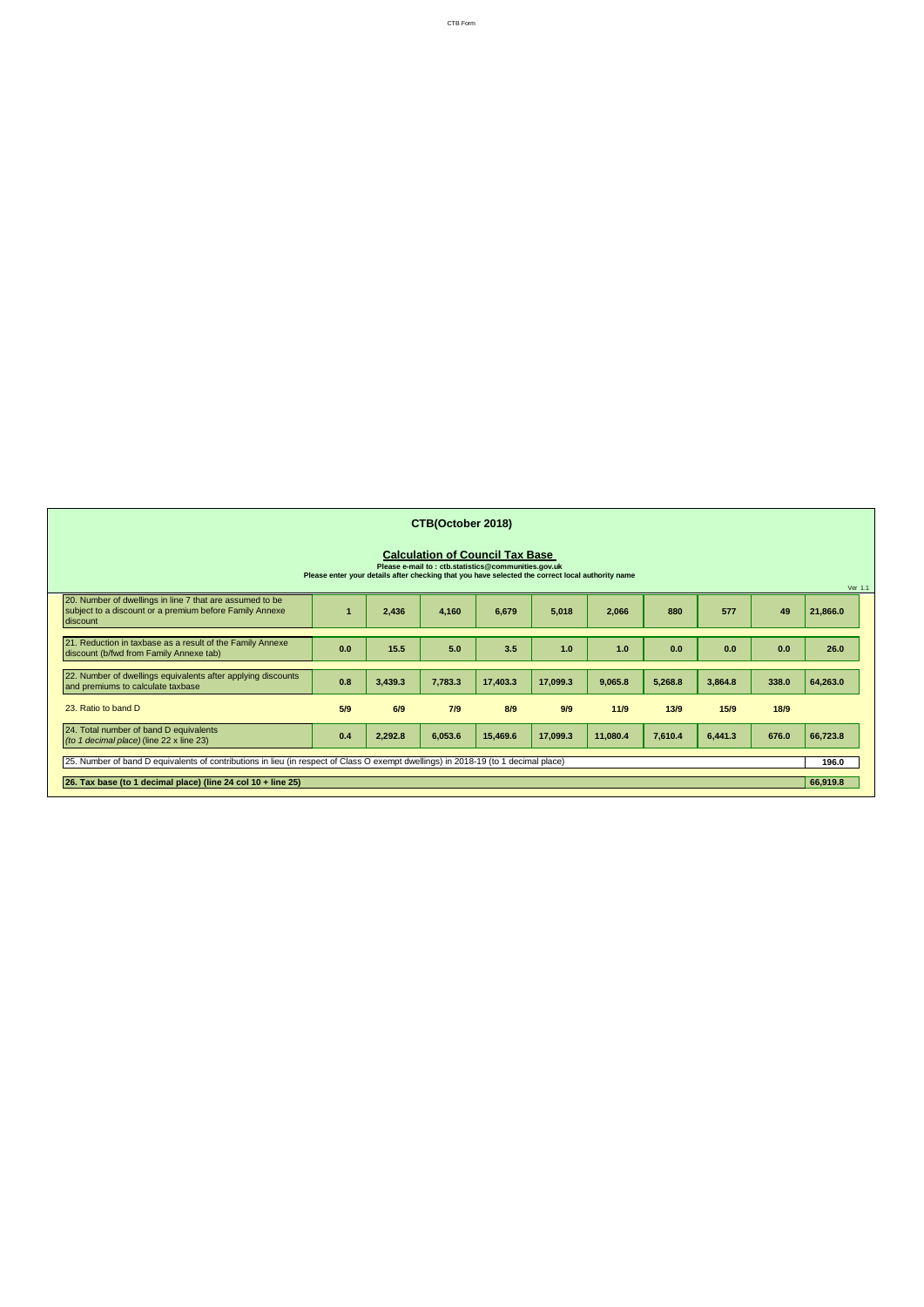# CTB(October 2018)

## Calculation of Council Tax Base

**Please e-mail to : ctb.statistics@communities.gov.uk**

**Please enter your details after checking that you have selected the correct local authority name**

Ver 1.1

| | | | | | | | | | | |
|---|---|---|---|---|---|---|---|---|---|---|
| 20. Number of dwellings in line 7 that are assumed to be subject to a discount or a premium before Family Annexe discount | **1** | **2,436** | **4,160** | **6,679** | **5,018** | **2,066** | **880** | **577** | **49** | **21,866.0** |
| 21. Reduction in taxbase as a result of the Family Annexe discount (b/fwd from Family Annexe tab) | **0.0** | **15.5** | **5.0** | **3.5** | **1.0** | **1.0** | **0.0** | **0.0** | **0.0** | **26.0** |
| 22. Number of dwellings equivalents after applying discounts and premiums to calculate taxbase | **0.8** | **3,439.3** | **7,783.3** | **17,403.3** | **17,099.3** | **9,065.8** | **5,268.8** | **3,864.8** | **338.0** | **64,263.0** |
| 23. Ratio to band D | **5/9** | **6/9** | **7/9** | **8/9** | **9/9** | **11/9** | **13/9** | **15/9** | **18/9** | |
| 24. Total number of band D equivalents *(to 1 decimal place)* (line 22 x line 23) | **0.4** | **2,292.8** | **6,053.6** | **15,469.6** | **17,099.3** | **11,080.4** | **7,610.4** | **6,441.3** | **676.0** | **66,723.8** |
| 25. Number of band D equivalents of contributions in lieu (in respect of Class O exempt dwellings) in 2018-19 (to 1 decimal place) | | | | | | | | | | **196.0** |
| **26. Tax base (to 1 decimal place) (line 24 col 10 + line 25)** | | | | | | | | | | **66,919.8** |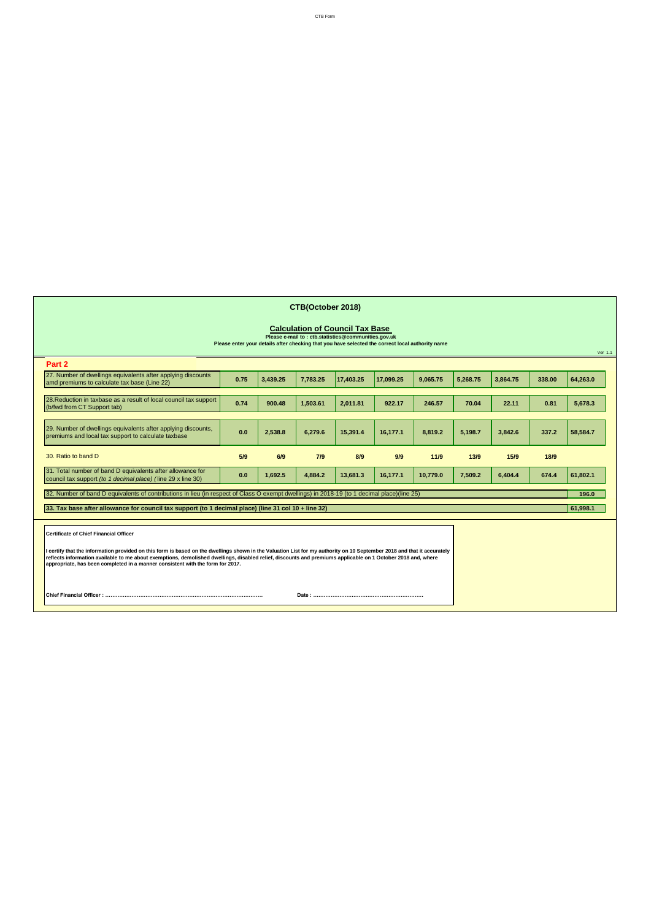# CTB(October 2018)

## Calculation of Council Tax Base

**Please e-mail to : ctb.statistics@communities.gov.uk**

**Please enter your details after checking that you have selected the correct local authority name**

Ver 1.1

### Part 2

| | | | | | | | | | | |
|---|---|---|---|---|---|---|---|---|---|---|
| 27. Number of dwellings equivalents after applying discounts amd premiums to calculate tax base (Line 22) | 0.75 | 3,439.25 | 7,783.25 | 17,403.25 | 17,099.25 | 9,065.75 | 5,268.75 | 3,864.75 | 338.00 | 64,263.0 |
| 28.Reduction in taxbase as a result of local council tax support (b/fwd from CT Support tab) | 0.74 | 900.48 | 1,503.61 | 2,011.81 | 922.17 | 246.57 | 70.04 | 22.11 | 0.81 | 5,678.3 |
| 29. Number of dwellings equivalents after applying discounts, premiums and local tax support to calculate taxbase | 0.0 | 2,538.8 | 6,279.6 | 15,391.4 | 16,177.1 | 8,819.2 | 5,198.7 | 3,842.6 | 337.2 | 58,584.7 |
| 30. Ratio to band D | 5/9 | 6/9 | 7/9 | 8/9 | 9/9 | 11/9 | 13/9 | 15/9 | 18/9 | |
| 31. Total number of band D equivalents after allowance for council tax support *(to 1 decimal place) (* line 29 x line 30) | 0.0 | 1,692.5 | 4,884.2 | 13,681.3 | 16,177.1 | 10,779.0 | 7,509.2 | 6,404.4 | 674.4 | 61,802.1 |
| 32. Number of band D equivalents of contributions in lieu (in respect of Class O exempt dwellings) in 2018-19 (to 1 decimal place)(line 25) | | | | | | | | | | 196.0 |
| **33. Tax base after allowance for council tax support (to 1 decimal place) (line 31 col 10 + line 32)** | | | | | | | | | | 61,998.1 |

**Certificate of Chief Financial Officer**

**I certify that the information provided on this form is based on the dwellings shown in the Valuation List for my authority on 10 September 2018 and that it accurately reflects information available to me about exemptions, demolished dwellings, disabled relief, discounts and premiums applicable on 1 October 2018 and, where appropriate, has been completed in a manner consistent with the form for 2017.**

**Chief Financial Officer : ………………………………………………………………………………** **Date : ……………………………………………………….**